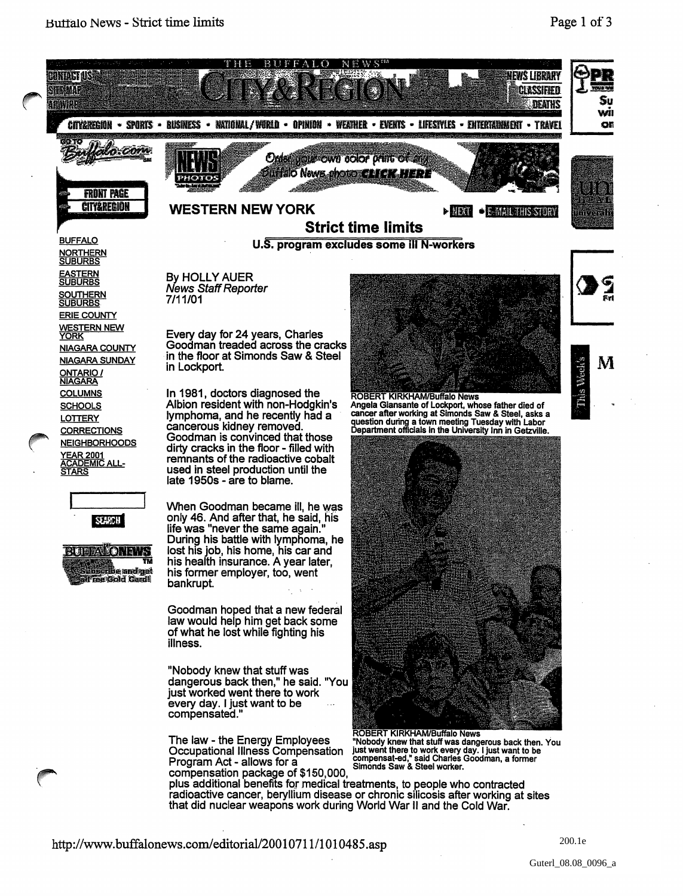## WESTERN NEW YORK

# Strict time limits

### U.S. program excludes some ill N-workers

By HOLLY AUER
*News Staff Reporter*
7/11/01

Every day for 24 years, Charles Goodman treaded across the cracks in the floor at Simonds Saw & Steel in Lockport.

In 1981, doctors diagnosed the Albion resident with non-Hodgkin's lymphoma, and he recently had a cancerous kidney removed. Goodman is convinced that those dirty cracks in the floor - filled with remnants of the radioactive cobalt used in steel production until the late 1950s - are to blame.

When Goodman became ill, he was only 46. And after that, he said, his life was "never the same again." During his battle with lymphoma, he lost his job, his home, his car and his health insurance. A year later, his former employer, too, went bankrupt.

Goodman hoped that a new federal law would help him get back some of what he lost while fighting his illness.

"Nobody knew that stuff was dangerous back then," he said. "You just worked went there to work every day. I just want to be compensated."

The law - the Energy Employees Occupational Illness Compensation Program Act - allows for a compensation package of $150,000, plus additional benefits for medical treatments, to people who contracted radioactive cancer, beryllium disease or chronic silicosis after working at sites that did nuclear weapons work during World War II and the Cold War.

ROBERT KIRKHAM/Buffalo News
Angela Giansante of Lockport, whose father died of cancer after working at Simonds Saw & Steel, asks a question during a town meeting Tuesday with Labor Department officials in the University Inn in Getzville.

ROBERT KIRKHAM/Buffalo News
"Nobody knew that stuff was dangerous back then. You just went there to work every day. I just want to be compensat-ed," said Charles Goodman, a former Simonds Saw & Steel worker.

http://www.buffalonews.com/editorial/20010711/1010485.asp

200.1e

Guterl_08.08_0096_a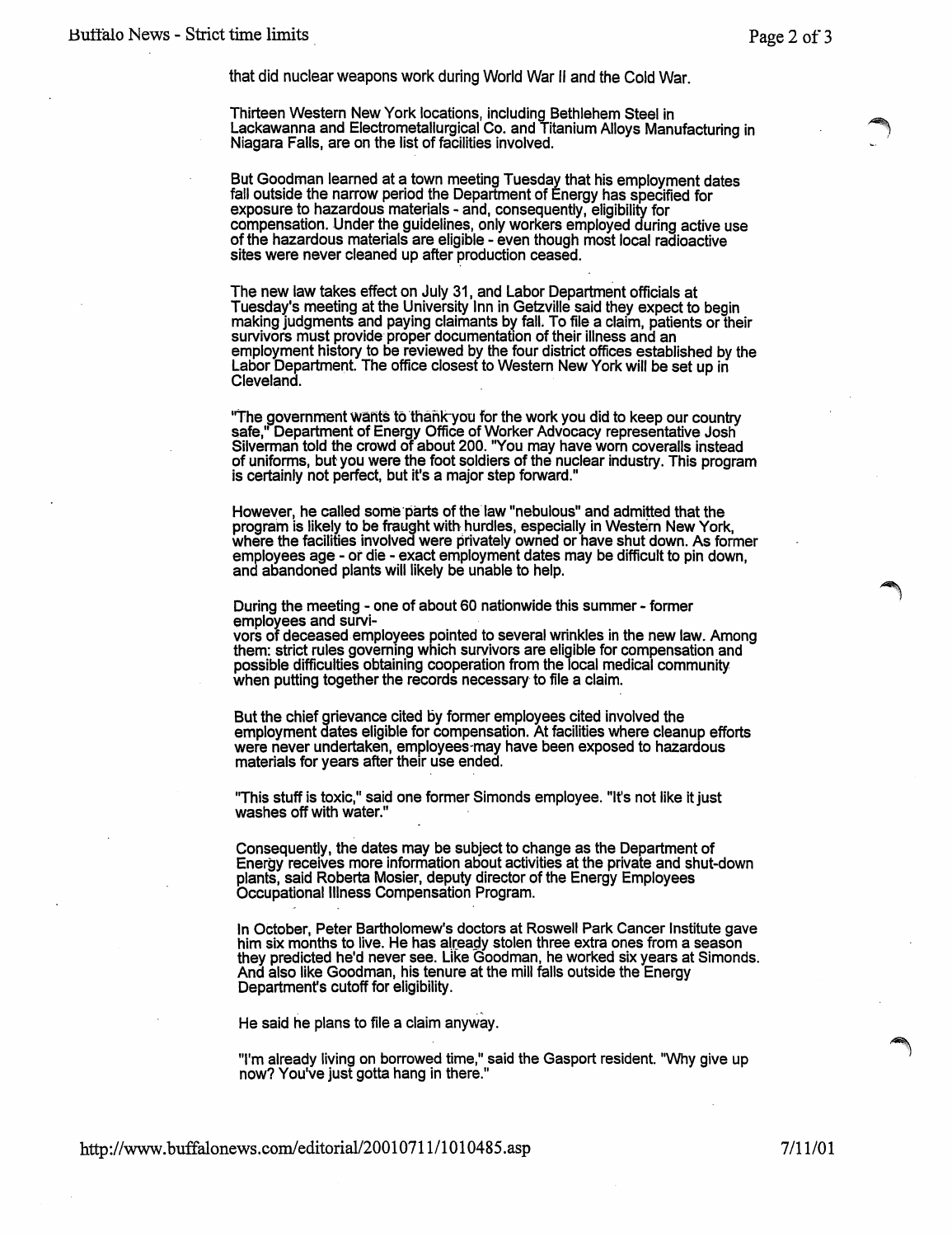that did nuclear weapons work during World War II and the Cold War.

Thirteen Western New York locations, including Bethlehem Steel in Lackawanna and Electrometallurgical Co. and Titanium Alloys Manufacturing in Niagara Falls, are on the list of facilities involved.

But Goodman learned at a town meeting Tuesday that his employment dates fall outside the narrow period the Department of Energy has specified for exposure to hazardous materials - and, consequently, eligibility for compensation. Under the guidelines, only workers employed during active use of the hazardous materials are eligible - even though most local radioactive sites were never cleaned up after production ceased.

The new law takes effect on July 31, and Labor Department officials at Tuesday's meeting at the University Inn in Getzville said they expect to begin making judgments and paying claimants by fall. To file a claim, patients or their survivors must provide proper documentation of their illness and an employment history to be reviewed by the four district offices established by the Labor Department. The office closest to Western New York will be set up in Cleveland.

"The government wants to thank you for the work you did to keep our country safe," Department of Energy Office of Worker Advocacy representative Josh Silverman told the crowd of about 200. "You may have worn coveralls instead of uniforms, but you were the foot soldiers of the nuclear industry. This program is certainly not perfect, but it's a major step forward."

However, he called some parts of the law "nebulous" and admitted that the program is likely to be fraught with hurdles, especially in Western New York, where the facilities involved were privately owned or have shut down. As former employees age - or die - exact employment dates may be difficult to pin down, and abandoned plants will likely be unable to help.

During the meeting - one of about 60 nationwide this summer - former employees and survivors of deceased employees pointed to several wrinkles in the new law. Among them: strict rules governing which survivors are eligible for compensation and possible difficulties obtaining cooperation from the local medical community when putting together the records necessary to file a claim.

But the chief grievance cited by former employees cited involved the employment dates eligible for compensation. At facilities where cleanup efforts were never undertaken, employees may have been exposed to hazardous materials for years after their use ended.

"This stuff is toxic," said one former Simonds employee. "It's not like it just washes off with water."

Consequently, the dates may be subject to change as the Department of Energy receives more information about activities at the private and shut-down plants, said Roberta Mosier, deputy director of the Energy Employees Occupational Illness Compensation Program.

In October, Peter Bartholomew's doctors at Roswell Park Cancer Institute gave him six months to live. He has already stolen three extra ones from a season they predicted he'd never see. Like Goodman, he worked six years at Simonds. And also like Goodman, his tenure at the mill falls outside the Energy Department's cutoff for eligibility.

He said he plans to file a claim anyway.

"I'm already living on borrowed time," said the Gasport resident. "Why give up now? You've just gotta hang in there."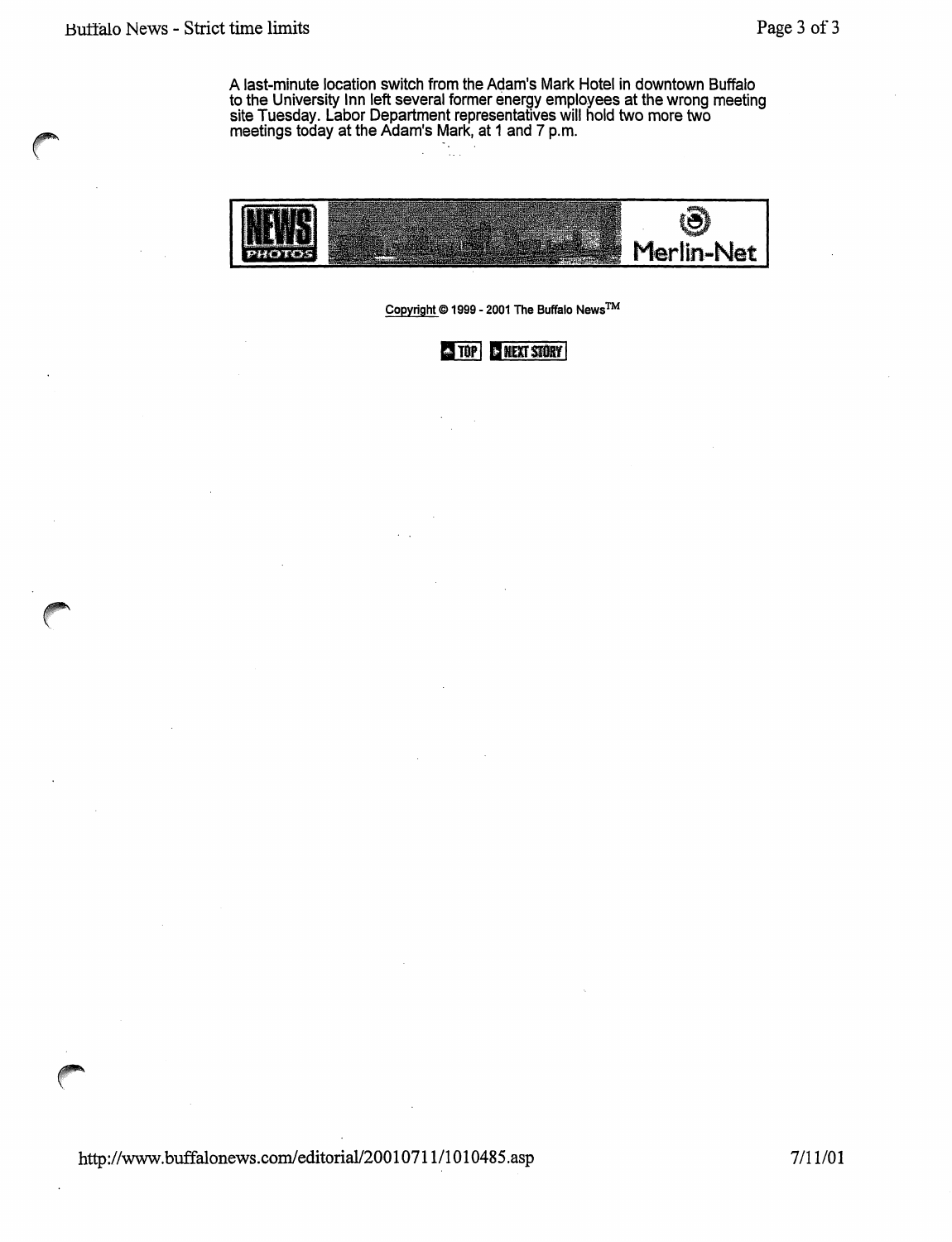A last-minute location switch from the Adam's Mark Hotel in downtown Buffalo to the University Inn left several former energy employees at the wrong meeting site Tuesday. Labor Department representatives will hold two more two meetings today at the Adam's Mark, at 1 and 7 p.m.

NEWS PHOTOS Merlin-Net

Copyright © 1999 - 2001 The Buffalo News™

TOP NEXT STORY

http://www.buffalonews.com/editorial/20010711/1010485.asp 7/11/01